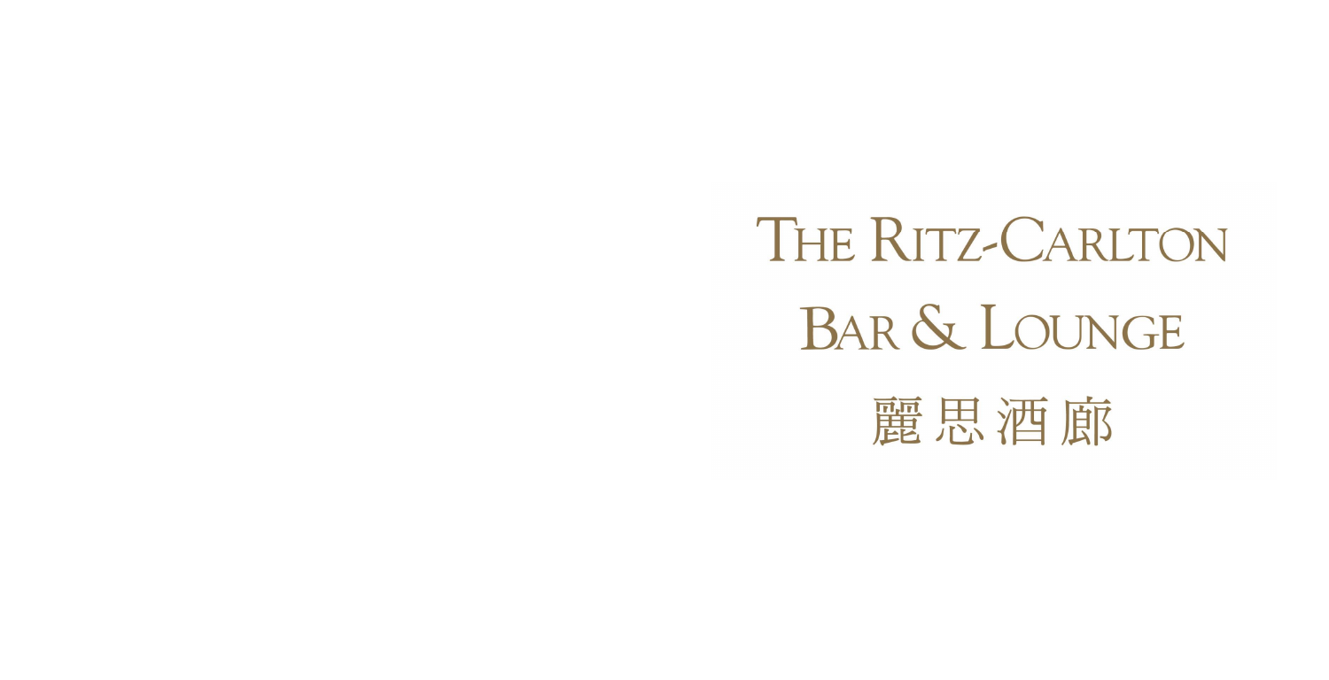# THE RITZ-CARLTON

## BAR & LOUNGE

## 麗思酒廊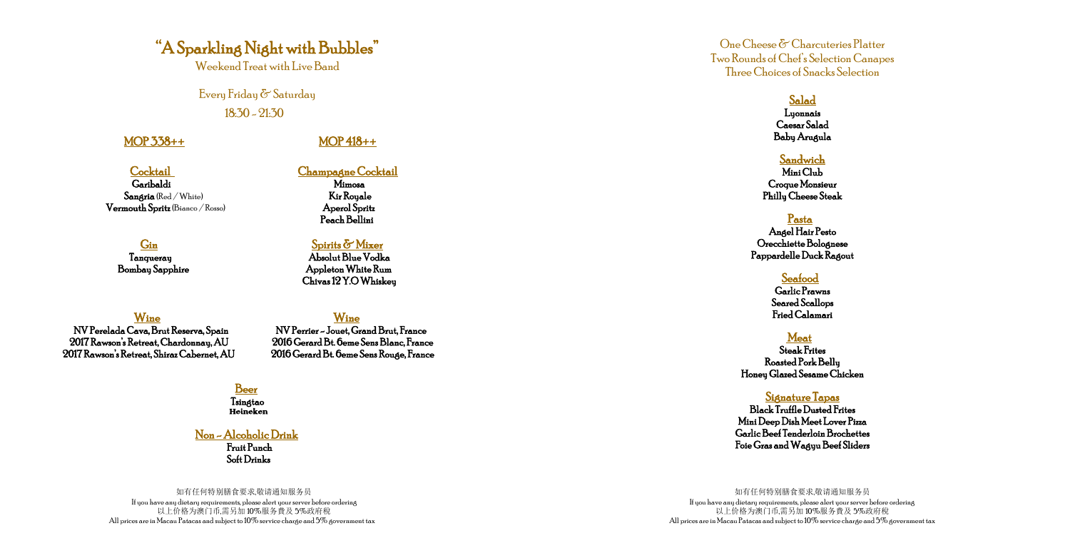# "A Sparkling Night with Bubbles"

Weekend Treat with Live Band

Every Friday & Saturday

18:30 – 21:30

## MOP 338++

### Cocktail

**Garibaldi**
**Sangria** (Red / White)
**Vermouth Spritz** (Bianco / Rosso)

### Gin

**Tanqueray**
**Bombay Sapphire**

### Wine

**NV Perelada Cava, Brut Reserva, Spain**
**2017 Rawson's Retreat, Chardonnay, AU**
**2017 Rawson's Retreat, Shiraz Cabernet, AU**

## MOP 418++

### Champagne Cocktail

**Mimosa**
**Kir Royale**
**Aperol Spritz**
**Peach Bellini**

### Spirits & Mixer

**Absolut Blue Vodka**
**Appleton White Rum**
**Chivas 12 Y.O Whiskey**

### Wine

**NV Perrier – Jouet, Grand Brut, France**
**2016 Gerard Bt. 6eme Sens Blanc, France**
**2016 Gerard Bt. 6eme Sens Rouge, France**

### Beer

**Tsingtao**
**Heineken**

### Non – Alcoholic Drink

**Fruit Punch**
**Soft Drinks**

如有任何特别膳食要求,敬请通知服务员
If you have any dietary requirements, please alert your server before ordering
以上价格为澳门币,需另加 10%服务费及 5%政府税
All prices are in Macau Patacas and subject to 10% service charge and 5% government tax

---

One Cheese & Charcuteries Platter
Two Rounds of Chef's Selection Canapes
Three Choices of Snacks Selection

### Salad

**Lyonnais**
**Caesar Salad**
**Baby Arugula**

### Sandwich

**Mini Club**
**Croque Monsieur**
**Philly Cheese Steak**

### Pasta

**Angel Hair Pesto**
**Orecchiette Bolognese**
**Pappardelle Duck Ragout**

### Seafood

**Garlic Prawns**
**Seared Scallops**
**Fried Calamari**

### Meat

**Steak Frites**
**Roasted Pork Belly**
**Honey Glazed Sesame Chicken**

### Signature Tapas

**Black Truffle Dusted Frites**
**Mini Deep Dish Meet Lover Pizza**
**Garlic Beef Tenderloin Brochettes**
**Foie Gras and Wagyu Beef Sliders**

如有任何特别膳食要求,敬请通知服务员
If you have any dietary requirements, please alert your server before ordering
以上价格为澳门币,需另加 10%服务费及 5%政府税
All prices are in Macau Patacas and subject to 10% service charge and 5% government tax